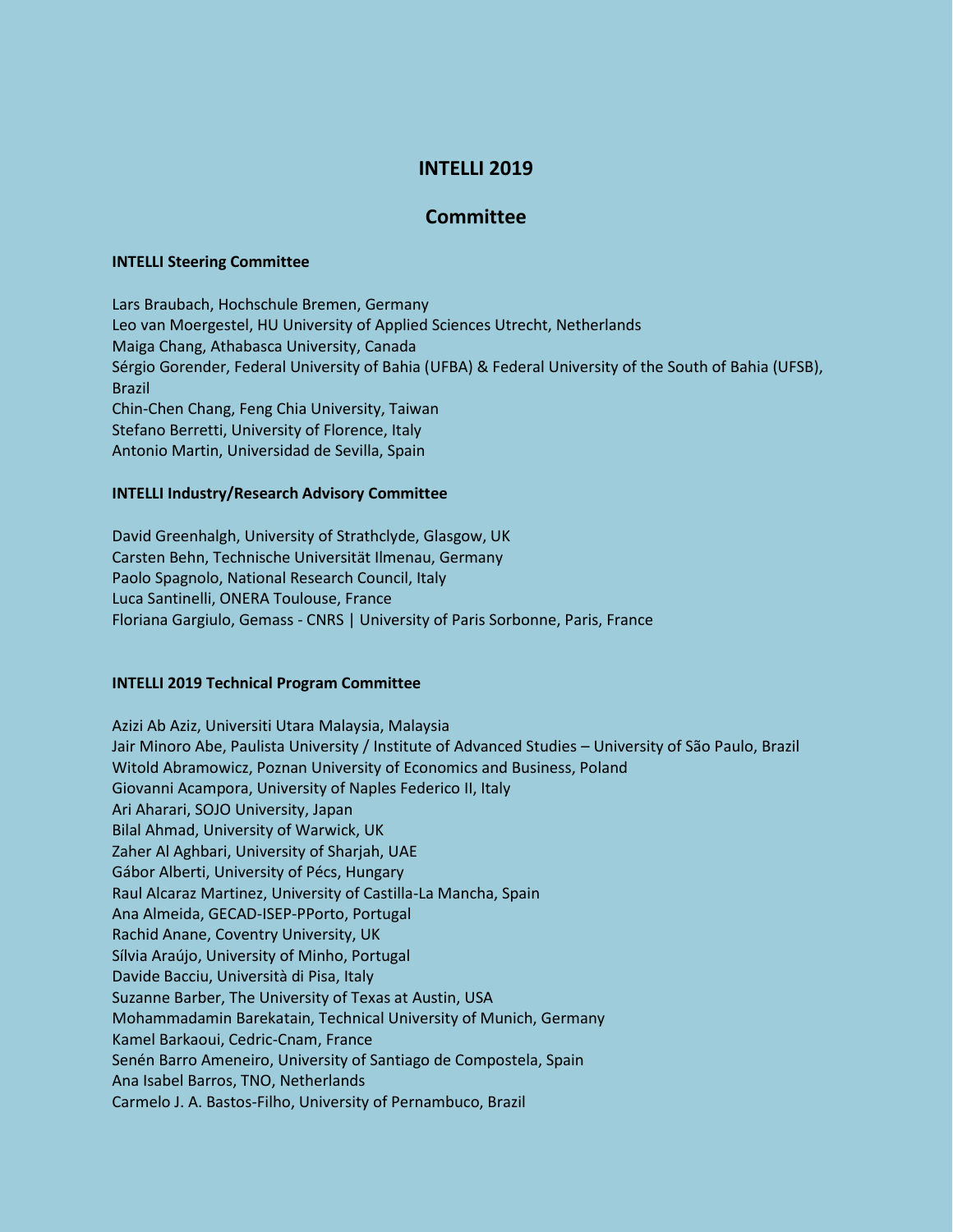# INTELLI 2019

## Committee

### INTELLI Steering Committee

Lars Braubach, Hochschule Bremen, Germany
Leo van Moergestel, HU University of Applied Sciences Utrecht, Netherlands
Maiga Chang, Athabasca University, Canada
Sérgio Gorender, Federal University of Bahia (UFBA) & Federal University of the South of Bahia (UFSB), Brazil
Chin-Chen Chang, Feng Chia University, Taiwan
Stefano Berretti, University of Florence, Italy
Antonio Martin, Universidad de Sevilla, Spain

### INTELLI Industry/Research Advisory Committee

David Greenhalgh, University of Strathclyde, Glasgow, UK
Carsten Behn, Technische Universität Ilmenau, Germany
Paolo Spagnolo, National Research Council, Italy
Luca Santinelli, ONERA Toulouse, France
Floriana Gargiulo, Gemass - CNRS | University of Paris Sorbonne, Paris, France

### INTELLI 2019 Technical Program Committee

Azizi Ab Aziz, Universiti Utara Malaysia, Malaysia
Jair Minoro Abe, Paulista University / Institute of Advanced Studies – University of São Paulo, Brazil
Witold Abramowicz, Poznan University of Economics and Business, Poland
Giovanni Acampora, University of Naples Federico II, Italy
Ari Aharari, SOJO University, Japan
Bilal Ahmad, University of Warwick, UK
Zaher Al Aghbari, University of Sharjah, UAE
Gábor Alberti, University of Pécs, Hungary
Raul Alcaraz Martinez, University of Castilla-La Mancha, Spain
Ana Almeida, GECAD-ISEP-PPorto, Portugal
Rachid Anane, Coventry University, UK
Sílvia Araújo, University of Minho, Portugal
Davide Bacciu, Università di Pisa, Italy
Suzanne Barber, The University of Texas at Austin, USA
Mohammadamin Barekatain, Technical University of Munich, Germany
Kamel Barkaoui, Cedric-Cnam, France
Senén Barro Ameneiro, University of Santiago de Compostela, Spain
Ana Isabel Barros, TNO, Netherlands
Carmelo J. A. Bastos-Filho, University of Pernambuco, Brazil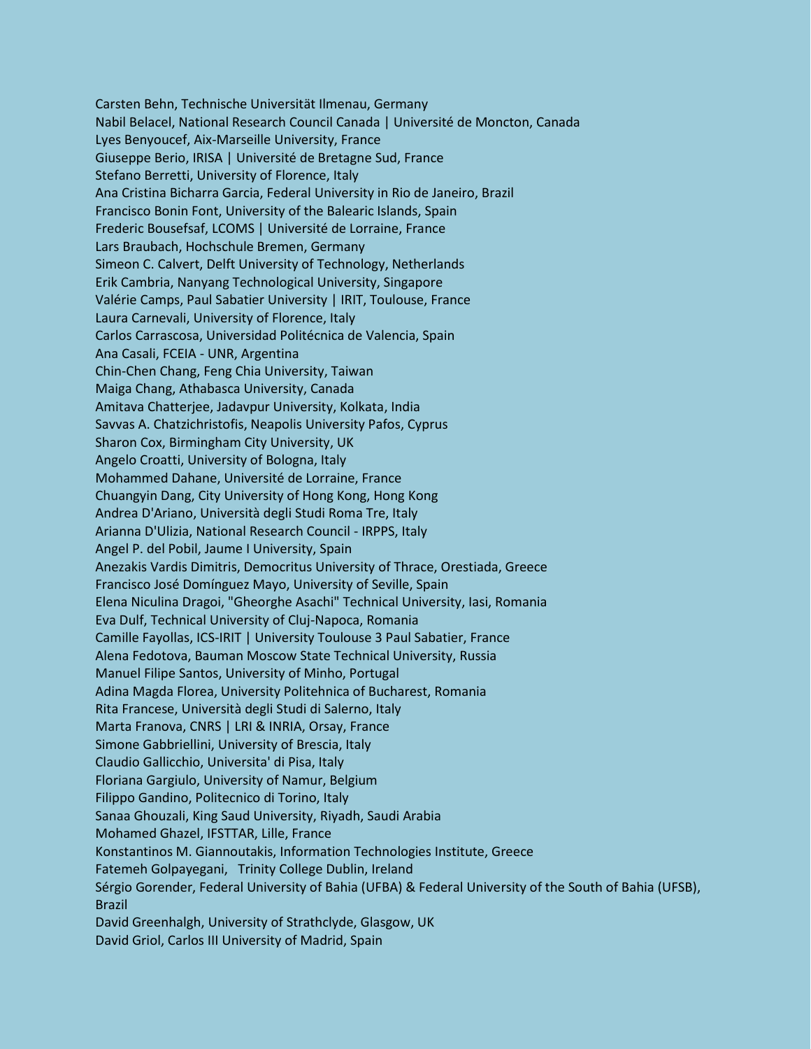Carsten Behn, Technische Universität Ilmenau, Germany
Nabil Belacel, National Research Council Canada | Université de Moncton, Canada
Lyes Benyoucef, Aix-Marseille University, France
Giuseppe Berio, IRISA | Université de Bretagne Sud, France
Stefano Berretti, University of Florence, Italy
Ana Cristina Bicharra Garcia, Federal University in Rio de Janeiro, Brazil
Francisco Bonin Font, University of the Balearic Islands, Spain
Frederic Bousefsaf, LCOMS | Université de Lorraine, France
Lars Braubach, Hochschule Bremen, Germany
Simeon C. Calvert, Delft University of Technology, Netherlands
Erik Cambria, Nanyang Technological University, Singapore
Valérie Camps, Paul Sabatier University | IRIT, Toulouse, France
Laura Carnevali, University of Florence, Italy
Carlos Carrascosa, Universidad Politécnica de Valencia, Spain
Ana Casali, FCEIA - UNR, Argentina
Chin-Chen Chang, Feng Chia University, Taiwan
Maiga Chang, Athabasca University, Canada
Amitava Chatterjee, Jadavpur University, Kolkata, India
Savvas A. Chatzichristofis, Neapolis University Pafos, Cyprus
Sharon Cox, Birmingham City University, UK
Angelo Croatti, University of Bologna, Italy
Mohammed Dahane, Université de Lorraine, France
Chuangyin Dang, City University of Hong Kong, Hong Kong
Andrea D'Ariano, Università degli Studi Roma Tre, Italy
Arianna D'Ulizia, National Research Council - IRPPS, Italy
Angel P. del Pobil, Jaume I University, Spain
Anezakis Vardis Dimitris, Democritus University of Thrace, Orestiada, Greece
Francisco José Domínguez Mayo, University of Seville, Spain
Elena Niculina Dragoi, "Gheorghe Asachi" Technical University, Iasi, Romania
Eva Dulf, Technical University of Cluj-Napoca, Romania
Camille Fayollas, ICS-IRIT | University Toulouse 3 Paul Sabatier, France
Alena Fedotova, Bauman Moscow State Technical University, Russia
Manuel Filipe Santos, University of Minho, Portugal
Adina Magda Florea, University Politehnica of Bucharest, Romania
Rita Francese, Università degli Studi di Salerno, Italy
Marta Franova, CNRS | LRI & INRIA, Orsay, France
Simone Gabbriellini, University of Brescia, Italy
Claudio Gallicchio, Universita' di Pisa, Italy
Floriana Gargiulo, University of Namur, Belgium
Filippo Gandino, Politecnico di Torino, Italy
Sanaa Ghouzali, King Saud University, Riyadh, Saudi Arabia
Mohamed Ghazel, IFSTTAR, Lille, France
Konstantinos M. Giannoutakis, Information Technologies Institute, Greece
Fatemeh Golpayegani, Trinity College Dublin, Ireland
Sérgio Gorender, Federal University of Bahia (UFBA) & Federal University of the South of Bahia (UFSB), Brazil
David Greenhalgh, University of Strathclyde, Glasgow, UK
David Griol, Carlos III University of Madrid, Spain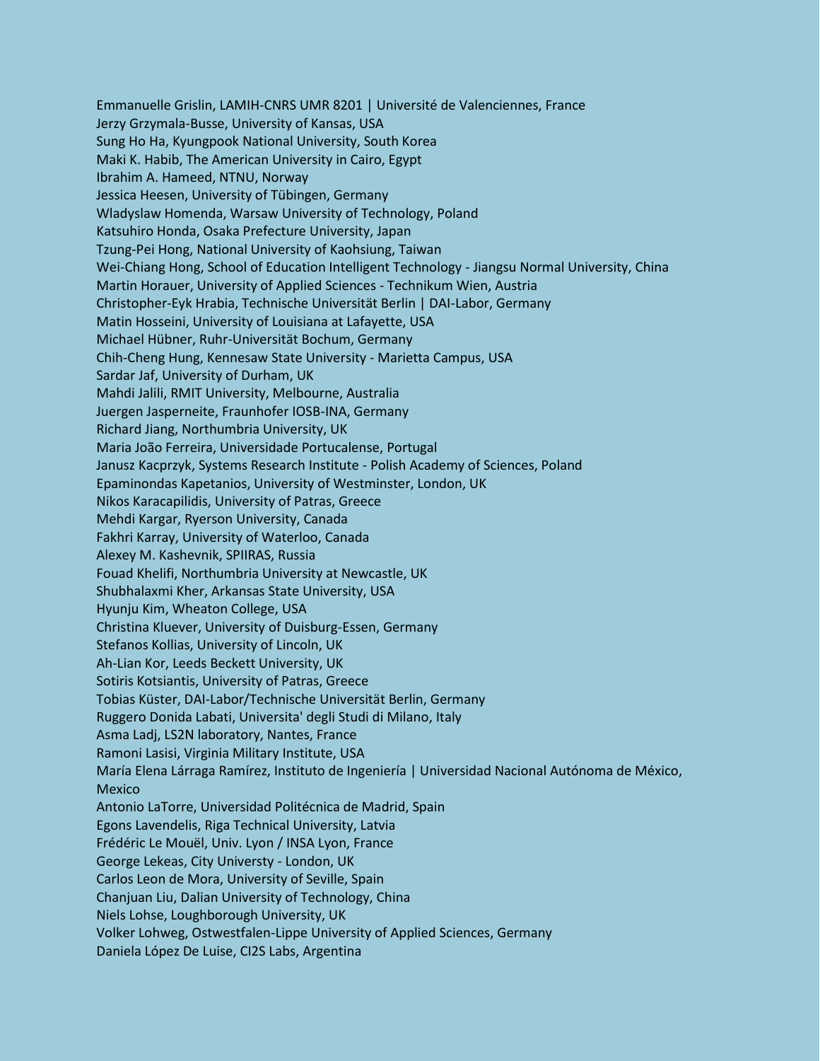Emmanuelle Grislin, LAMIH-CNRS UMR 8201 | Université de Valenciennes, France
Jerzy Grzymala-Busse, University of Kansas, USA
Sung Ho Ha, Kyungpook National University, South Korea
Maki K. Habib, The American University in Cairo, Egypt
Ibrahim A. Hameed, NTNU, Norway
Jessica Heesen, University of Tübingen, Germany
Wladyslaw Homenda, Warsaw University of Technology, Poland
Katsuhiro Honda, Osaka Prefecture University, Japan
Tzung-Pei Hong, National University of Kaohsiung, Taiwan
Wei-Chiang Hong, School of Education Intelligent Technology - Jiangsu Normal University, China
Martin Horauer, University of Applied Sciences - Technikum Wien, Austria
Christopher-Eyk Hrabia, Technische Universität Berlin | DAI-Labor, Germany
Matin Hosseini, University of Louisiana at Lafayette, USA
Michael Hübner, Ruhr-Universität Bochum, Germany
Chih-Cheng Hung, Kennesaw State University - Marietta Campus, USA
Sardar Jaf, University of Durham, UK
Mahdi Jalili, RMIT University, Melbourne, Australia
Juergen Jasperneite, Fraunhofer IOSB-INA, Germany
Richard Jiang, Northumbria University, UK
Maria João Ferreira, Universidade Portucalense, Portugal
Janusz Kacprzyk, Systems Research Institute - Polish Academy of Sciences, Poland
Epaminondas Kapetanios, University of Westminster, London, UK
Nikos Karacapilidis, University of Patras, Greece
Mehdi Kargar, Ryerson University, Canada
Fakhri Karray, University of Waterloo, Canada
Alexey M. Kashevnik, SPIIRAS, Russia
Fouad Khelifi, Northumbria University at Newcastle, UK
Shubhalaxmi Kher, Arkansas State University, USA
Hyunju Kim, Wheaton College, USA
Christina Kluever, University of Duisburg-Essen, Germany
Stefanos Kollias, University of Lincoln, UK
Ah-Lian Kor, Leeds Beckett University, UK
Sotiris Kotsiantis, University of Patras, Greece
Tobias Küster, DAI-Labor/Technische Universität Berlin, Germany
Ruggero Donida Labati, Universita' degli Studi di Milano, Italy
Asma Ladj, LS2N laboratory, Nantes, France
Ramoni Lasisi, Virginia Military Institute, USA
María Elena Lárraga Ramírez, Instituto de Ingeniería | Universidad Nacional Autónoma de México, Mexico
Antonio LaTorre, Universidad Politécnica de Madrid, Spain
Egons Lavendelis, Riga Technical University, Latvia
Frédéric Le Mouël, Univ. Lyon / INSA Lyon, France
George Lekeas, City Universty - London, UK
Carlos Leon de Mora, University of Seville, Spain
Chanjuan Liu, Dalian University of Technology, China
Niels Lohse, Loughborough University, UK
Volker Lohweg, Ostwestfalen-Lippe University of Applied Sciences, Germany
Daniela López De Luise, CI2S Labs, Argentina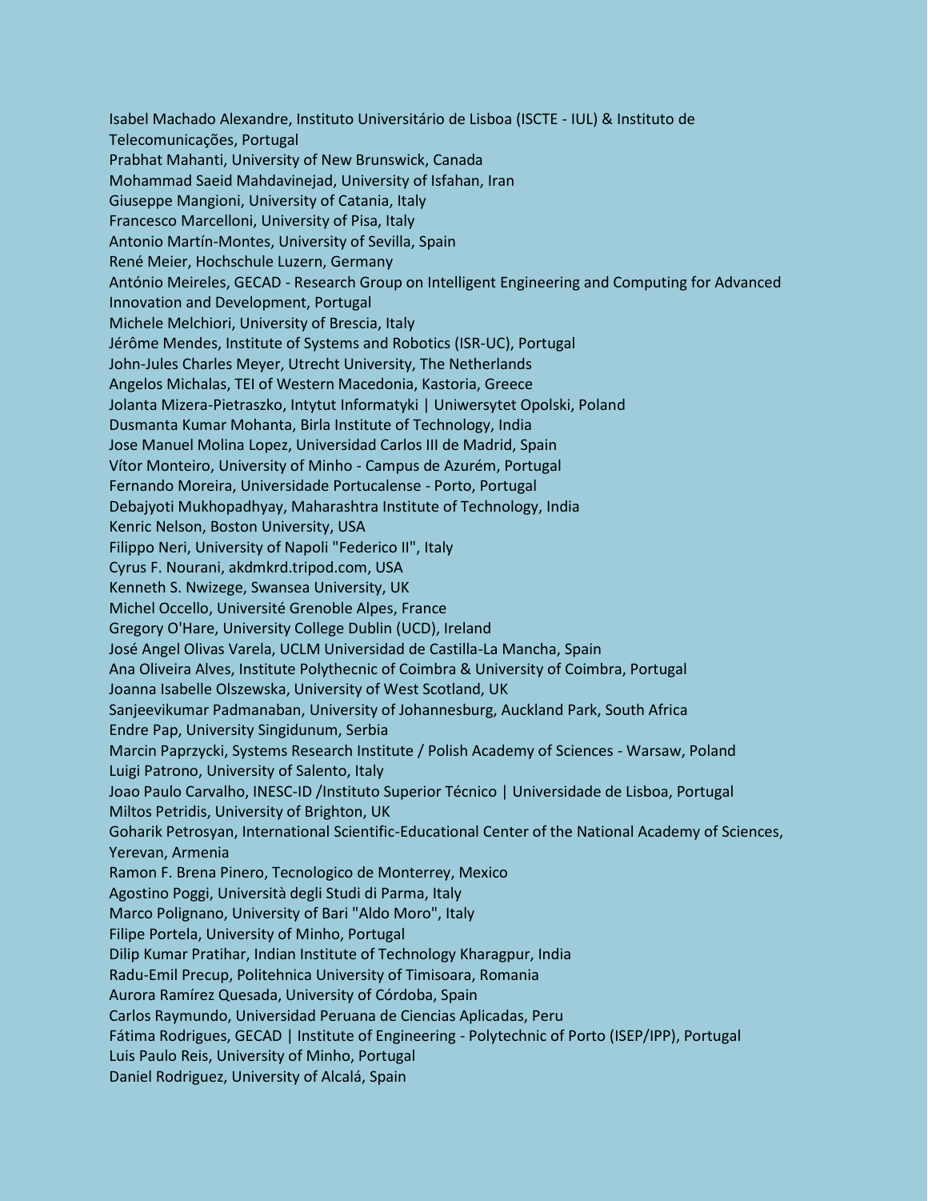Isabel Machado Alexandre, Instituto Universitário de Lisboa (ISCTE - IUL) & Instituto de Telecomunicações, Portugal
Prabhat Mahanti, University of New Brunswick, Canada
Mohammad Saeid Mahdavinejad, University of Isfahan, Iran
Giuseppe Mangioni, University of Catania, Italy
Francesco Marcelloni, University of Pisa, Italy
Antonio Martín-Montes, University of Sevilla, Spain
René Meier, Hochschule Luzern, Germany
António Meireles, GECAD - Research Group on Intelligent Engineering and Computing for Advanced Innovation and Development, Portugal
Michele Melchiori, University of Brescia, Italy
Jérôme Mendes, Institute of Systems and Robotics (ISR-UC), Portugal
John-Jules Charles Meyer, Utrecht University, The Netherlands
Angelos Michalas, TEI of Western Macedonia, Kastoria, Greece
Jolanta Mizera-Pietraszko, Intytut Informatyki | Uniwersytet Opolski, Poland
Dusmanta Kumar Mohanta, Birla Institute of Technology, India
Jose Manuel Molina Lopez, Universidad Carlos III de Madrid, Spain
Vítor Monteiro, University of Minho - Campus de Azurém, Portugal
Fernando Moreira, Universidade Portucalense - Porto, Portugal
Debajyoti Mukhopadhyay, Maharashtra Institute of Technology, India
Kenric Nelson, Boston University, USA
Filippo Neri, University of Napoli "Federico II", Italy
Cyrus F. Nourani, akdmkrd.tripod.com, USA
Kenneth S. Nwizege, Swansea University, UK
Michel Occello, Université Grenoble Alpes, France
Gregory O'Hare, University College Dublin (UCD), Ireland
José Angel Olivas Varela, UCLM Universidad de Castilla-La Mancha, Spain
Ana Oliveira Alves, Institute Polythecnic of Coimbra & University of Coimbra, Portugal
Joanna Isabelle Olszewska, University of West Scotland, UK
Sanjeevikumar Padmanaban, University of Johannesburg, Auckland Park, South Africa
Endre Pap, University Singidunum, Serbia
Marcin Paprzycki, Systems Research Institute / Polish Academy of Sciences - Warsaw, Poland
Luigi Patrono, University of Salento, Italy
Joao Paulo Carvalho, INESC-ID /Instituto Superior Técnico | Universidade de Lisboa, Portugal
Miltos Petridis, University of Brighton, UK
Goharik Petrosyan, International Scientific-Educational Center of the National Academy of Sciences, Yerevan, Armenia
Ramon F. Brena Pinero, Tecnologico de Monterrey, Mexico
Agostino Poggi, Università degli Studi di Parma, Italy
Marco Polignano, University of Bari "Aldo Moro", Italy
Filipe Portela, University of Minho, Portugal
Dilip Kumar Pratihar, Indian Institute of Technology Kharagpur, India
Radu-Emil Precup, Politehnica University of Timisoara, Romania
Aurora Ramírez Quesada, University of Córdoba, Spain
Carlos Raymundo, Universidad Peruana de Ciencias Aplicadas, Peru
Fátima Rodrigues, GECAD | Institute of Engineering - Polytechnic of Porto (ISEP/IPP), Portugal
Luis Paulo Reis, University of Minho, Portugal
Daniel Rodriguez, University of Alcalá, Spain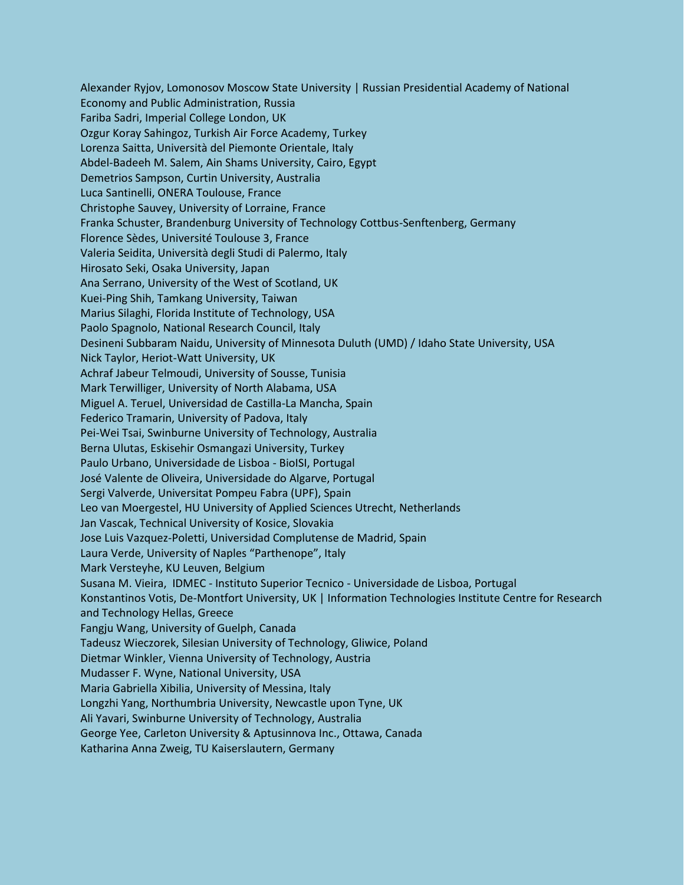Alexander Ryjov, Lomonosov Moscow State University | Russian Presidential Academy of National Economy and Public Administration, Russia
Fariba Sadri, Imperial College London, UK
Ozgur Koray Sahingoz, Turkish Air Force Academy, Turkey
Lorenza Saitta, Università del Piemonte Orientale, Italy
Abdel-Badeeh M. Salem, Ain Shams University, Cairo, Egypt
Demetrios Sampson, Curtin University, Australia
Luca Santinelli, ONERA Toulouse, France
Christophe Sauvey, University of Lorraine, France
Franka Schuster, Brandenburg University of Technology Cottbus-Senftenberg, Germany
Florence Sèdes, Université Toulouse 3, France
Valeria Seidita, Università degli Studi di Palermo, Italy
Hirosato Seki, Osaka University, Japan
Ana Serrano, University of the West of Scotland, UK
Kuei-Ping Shih, Tamkang University, Taiwan
Marius Silaghi, Florida Institute of Technology, USA
Paolo Spagnolo, National Research Council, Italy
Desineni Subbaram Naidu, University of Minnesota Duluth (UMD) / Idaho State University, USA
Nick Taylor, Heriot-Watt University, UK
Achraf Jabeur Telmoudi, University of Sousse, Tunisia
Mark Terwilliger, University of North Alabama, USA
Miguel A. Teruel, Universidad de Castilla-La Mancha, Spain
Federico Tramarin, University of Padova, Italy
Pei-Wei Tsai, Swinburne University of Technology, Australia
Berna Ulutas, Eskisehir Osmangazi University, Turkey
Paulo Urbano, Universidade de Lisboa - BioISI, Portugal
José Valente de Oliveira, Universidade do Algarve, Portugal
Sergi Valverde, Universitat Pompeu Fabra (UPF), Spain
Leo van Moergestel, HU University of Applied Sciences Utrecht, Netherlands
Jan Vascak, Technical University of Kosice, Slovakia
Jose Luis Vazquez-Poletti, Universidad Complutense de Madrid, Spain
Laura Verde, University of Naples "Parthenope", Italy
Mark Versteyhe, KU Leuven, Belgium
Susana M. Vieira, IDMEC - Instituto Superior Tecnico - Universidade de Lisboa, Portugal
Konstantinos Votis, De-Montfort University, UK | Information Technologies Institute Centre for Research and Technology Hellas, Greece
Fangju Wang, University of Guelph, Canada
Tadeusz Wieczorek, Silesian University of Technology, Gliwice, Poland
Dietmar Winkler, Vienna University of Technology, Austria
Mudasser F. Wyne, National University, USA
Maria Gabriella Xibilia, University of Messina, Italy
Longzhi Yang, Northumbria University, Newcastle upon Tyne, UK
Ali Yavari, Swinburne University of Technology, Australia
George Yee, Carleton University & Aptusinnova Inc., Ottawa, Canada
Katharina Anna Zweig, TU Kaiserslautern, Germany